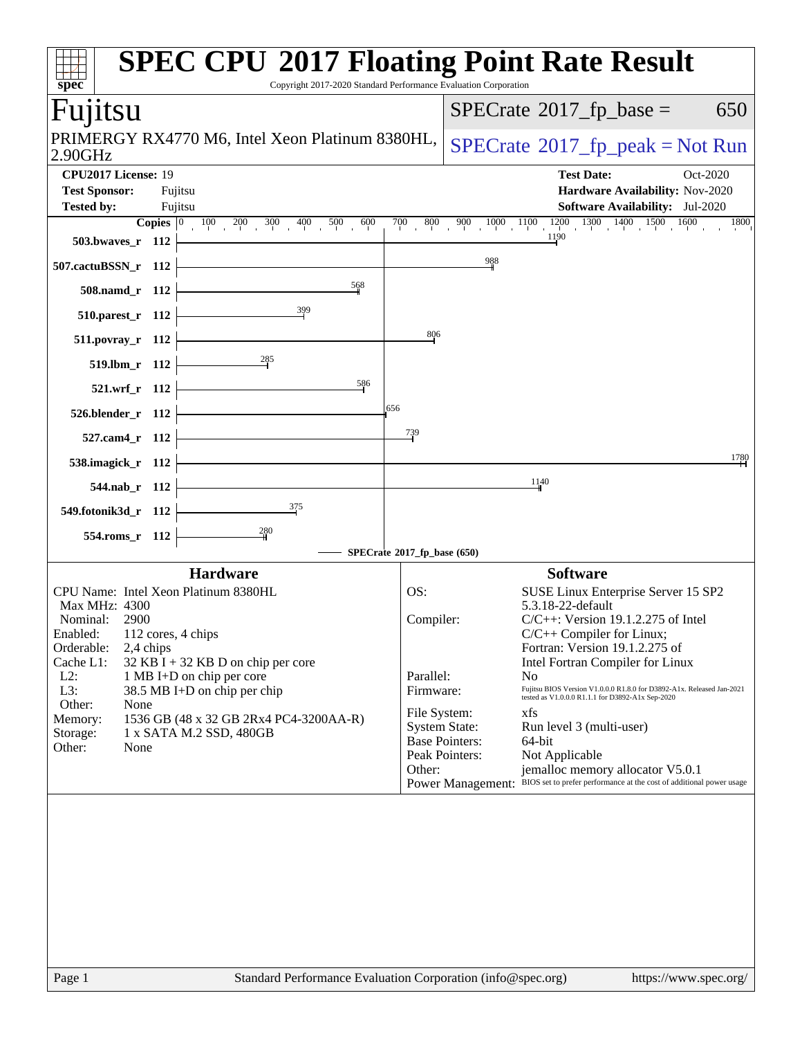# SPEC CPU 2017 Floating Point Rate Result

Copyright 2017-2020 Standard Performance Evaluation Corporation

## Fujitsu

PRIMERGY RX4770 M6, Intel Xeon Platinum 8380HL, 2.90GHz

SPECrate 2017_fp_base = 650

SPECrate 2017_fp_peak = Not Run

| | | | |
|---|---|---|---|
| **CPU2017 License:** | 19 | **Test Date:** | Oct-2020 |
| **Test Sponsor:** | Fujitsu | **Hardware Availability:** | Nov-2020 |
| **Tested by:** | Fujitsu | **Software Availability:** | Jul-2020 |

| Benchmark | Copies | SPECrate 2017_fp_base |
|---|---|---|
| 503.bwaves_r | 112 | 1190 |
| 507.cactuBSSN_r | 112 | 988 |
| 508.namd_r | 112 | 568 |
| 510.parest_r | 112 | 399 |
| 511.povray_r | 112 | 806 |
| 519.lbm_r | 112 | 285 |
| 521.wrf_r | 112 | 586 |
| 526.blender_r | 112 | 656 |
| 527.cam4_r | 112 | 739 |
| 538.imagick_r | 112 | 1780 |
| 544.nab_r | 112 | 1140 |
| 549.fotonik3d_r | 112 | 375 |
| 554.roms_r | 112 | 280 |

SPECrate 2017_fp_base (650)

### Hardware

- CPU Name: Intel Xeon Platinum 8380HL
- Max MHz: 4300
- Nominal: 2900
- Enabled: 112 cores, 4 chips
- Orderable: 2,4 chips
- Cache L1: 32 KB I + 32 KB D on chip per core
- L2: 1 MB I+D on chip per core
- L3: 38.5 MB I+D on chip per chip
- Other: None
- Memory: 1536 GB (48 x 32 GB 2Rx4 PC4-3200AA-R)
- Storage: 1 x SATA M.2 SSD, 480GB
- Other: None

### Software

- OS: SUSE Linux Enterprise Server 15 SP2 5.3.18-22-default
- Compiler: C/C++: Version 19.1.2.275 of Intel C/C++ Compiler for Linux; Fortran: Version 19.1.2.275 of Intel Fortran Compiler for Linux
- Parallel: No
- Firmware: Fujitsu BIOS Version V1.0.0.0 R1.8.0 for D3892-A1x. Released Jan-2021 tested as V1.0.0.0 R1.1.1 for D3892-A1x Sep-2020
- File System: xfs
- System State: Run level 3 (multi-user)
- Base Pointers: 64-bit
- Peak Pointers: Not Applicable
- Other: jemalloc memory allocator V5.0.1
- Power Management: BIOS set to prefer performance at the cost of additional power usage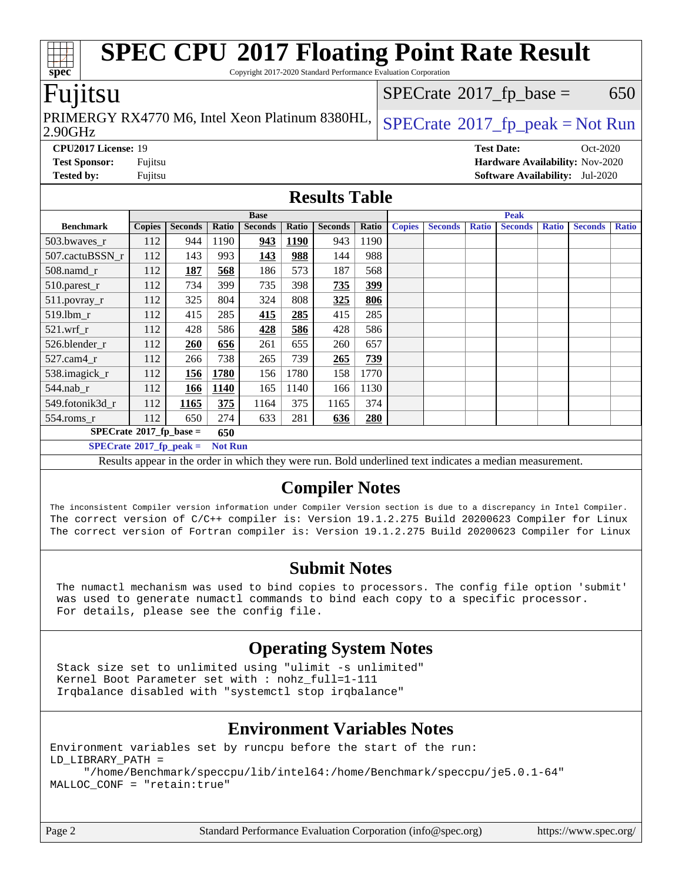# SPEC CPU 2017 Floating Point Rate Result

Copyright 2017-2020 Standard Performance Evaluation Corporation

## Fujitsu

PRIMERGY RX4770 M6, Intel Xeon Platinum 8380HL, 2.90GHz

SPECrate 2017_fp_base = 650

SPECrate 2017_fp_peak = Not Run

**CPU2017 License:** 19
**Test Sponsor:** Fujitsu
**Tested by:** Fujitsu

**Test Date:** Oct-2020
**Hardware Availability:** Nov-2020
**Software Availability:** Jul-2020

## Results Table

| Benchmark | Base | | | | | | | Peak | | | | | | |
|---|---|---|---|---|---|---|---|---|---|---|---|---|---|---|
| | Copies | Seconds | Ratio | Seconds | Ratio | Seconds | Ratio | Copies | Seconds | Ratio | Seconds | Ratio | Seconds | Ratio |
| 503.bwaves_r | 112 | 944 | 1190 | **943** | **1190** | 943 | 1190 | | | | | | | |
| 507.cactuBSSN_r | 112 | 143 | 993 | **143** | **988** | 144 | 988 | | | | | | | |
| 508.namd_r | 112 | **187** | **568** | 186 | 573 | 187 | 568 | | | | | | | |
| 510.parest_r | 112 | 734 | 399 | 735 | 398 | **735** | **399** | | | | | | | |
| 511.povray_r | 112 | 325 | 804 | 324 | 808 | **325** | **806** | | | | | | | |
| 519.lbm_r | 112 | 415 | 285 | **415** | **285** | 415 | 285 | | | | | | | |
| 521.wrf_r | 112 | 428 | 586 | **428** | **586** | 428 | 586 | | | | | | | |
| 526.blender_r | 112 | **260** | **656** | 261 | 655 | 260 | 657 | | | | | | | |
| 527.cam4_r | 112 | 266 | 738 | 265 | 739 | **265** | **739** | | | | | | | |
| 538.imagick_r | 112 | **156** | **1780** | 156 | 1780 | 158 | 1770 | | | | | | | |
| 544.nab_r | 112 | **166** | **1140** | 165 | 1140 | 166 | 1130 | | | | | | | |
| 549.fotonik3d_r | 112 | **1165** | **375** | 1164 | 375 | 1165 | 374 | | | | | | | |
| 554.roms_r | 112 | 650 | 274 | 633 | 281 | **636** | **280** | | | | | | | |

**SPECrate 2017_fp_base = 650**

**SPECrate 2017_fp_peak = Not Run**

Results appear in the order in which they were run. Bold underlined text indicates a median measurement.

## Compiler Notes

```
The inconsistent Compiler version information under Compiler Version section is due to a discrepancy in Intel Compiler.
The correct version of C/C++ compiler is: Version 19.1.2.275 Build 20200623 Compiler for Linux
The correct version of Fortran compiler is: Version 19.1.2.275 Build 20200623 Compiler for Linux
```

## Submit Notes

```
The numactl mechanism was used to bind copies to processors. The config file option 'submit'
was used to generate numactl commands to bind each copy to a specific processor.
For details, please see the config file.
```

## Operating System Notes

```
Stack size set to unlimited using "ulimit -s unlimited"
Kernel Boot Parameter set with : nohz_full=1-111
Irqbalance disabled with "systemctl stop irqbalance"
```

## Environment Variables Notes

```
Environment variables set by runcpu before the start of the run:
LD_LIBRARY_PATH =
     "/home/Benchmark/speccpu/lib/intel64:/home/Benchmark/speccpu/je5.0.1-64"
MALLOC_CONF = "retain:true"
```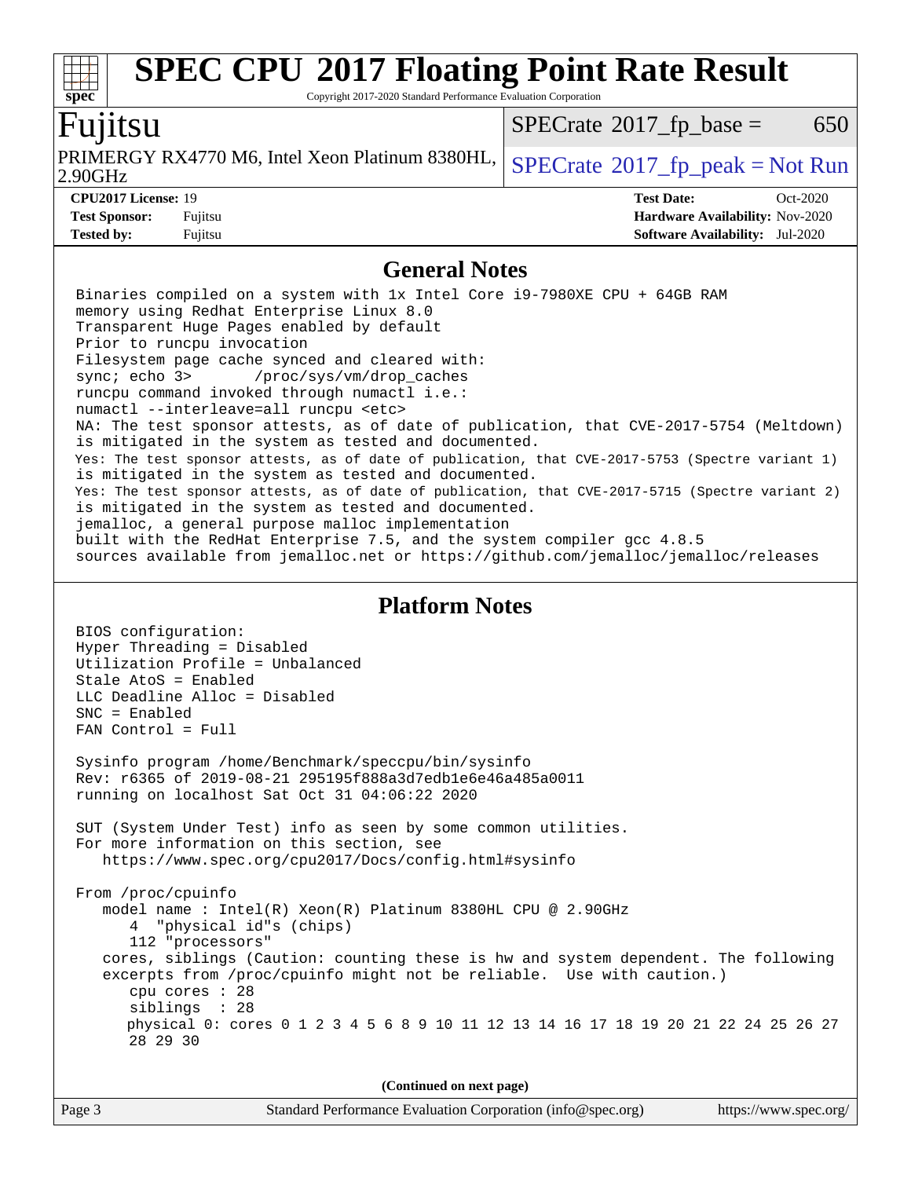# SPEC CPU 2017 Floating Point Rate Result

Copyright 2017-2020 Standard Performance Evaluation Corporation

## Fujitsu

PRIMERGY RX4770 M6, Intel Xeon Platinum 8380HL, 2.90GHz

SPECrate 2017_fp_base = 650

SPECrate 2017_fp_peak = Not Run

**CPU2017 License:** 19
**Test Sponsor:** Fujitsu
**Tested by:** Fujitsu

**Test Date:** Oct-2020
**Hardware Availability:** Nov-2020
**Software Availability:** Jul-2020

### General Notes

```
Binaries compiled on a system with 1x Intel Core i9-7980XE CPU + 64GB RAM
memory using Redhat Enterprise Linux 8.0
Transparent Huge Pages enabled by default
Prior to runcpu invocation
Filesystem page cache synced and cleared with:
sync; echo 3>       /proc/sys/vm/drop_caches
runcpu command invoked through numactl i.e.:
numactl --interleave=all runcpu <etc>
NA: The test sponsor attests, as of date of publication, that CVE-2017-5754 (Meltdown)
is mitigated in the system as tested and documented.
Yes: The test sponsor attests, as of date of publication, that CVE-2017-5753 (Spectre variant 1)
is mitigated in the system as tested and documented.
Yes: The test sponsor attests, as of date of publication, that CVE-2017-5715 (Spectre variant 2)
is mitigated in the system as tested and documented.
jemalloc, a general purpose malloc implementation
built with the RedHat Enterprise 7.5, and the system compiler gcc 4.8.5
sources available from jemalloc.net or https://github.com/jemalloc/jemalloc/releases
```

### Platform Notes

```
BIOS configuration:
Hyper Threading = Disabled
Utilization Profile = Unbalanced
Stale AtoS = Enabled
LLC Deadline Alloc = Disabled
SNC = Enabled
FAN Control = Full

Sysinfo program /home/Benchmark/speccpu/bin/sysinfo
Rev: r6365 of 2019-08-21 295195f888a3d7edb1e6e46a485a0011
running on localhost Sat Oct 31 04:06:22 2020

SUT (System Under Test) info as seen by some common utilities.
For more information on this section, see
   https://www.spec.org/cpu2017/Docs/config.html#sysinfo

From /proc/cpuinfo
   model name : Intel(R) Xeon(R) Platinum 8380HL CPU @ 2.90GHz
      4  "physical id"s (chips)
      112 "processors"
   cores, siblings (Caution: counting these is hw and system dependent. The following
   excerpts from /proc/cpuinfo might not be reliable.  Use with caution.)
      cpu cores : 28
      siblings  : 28
      physical 0: cores 0 1 2 3 4 5 6 8 9 10 11 12 13 14 16 17 18 19 20 21 22 24 25 26 27
      28 29 30
```

(Continued on next page)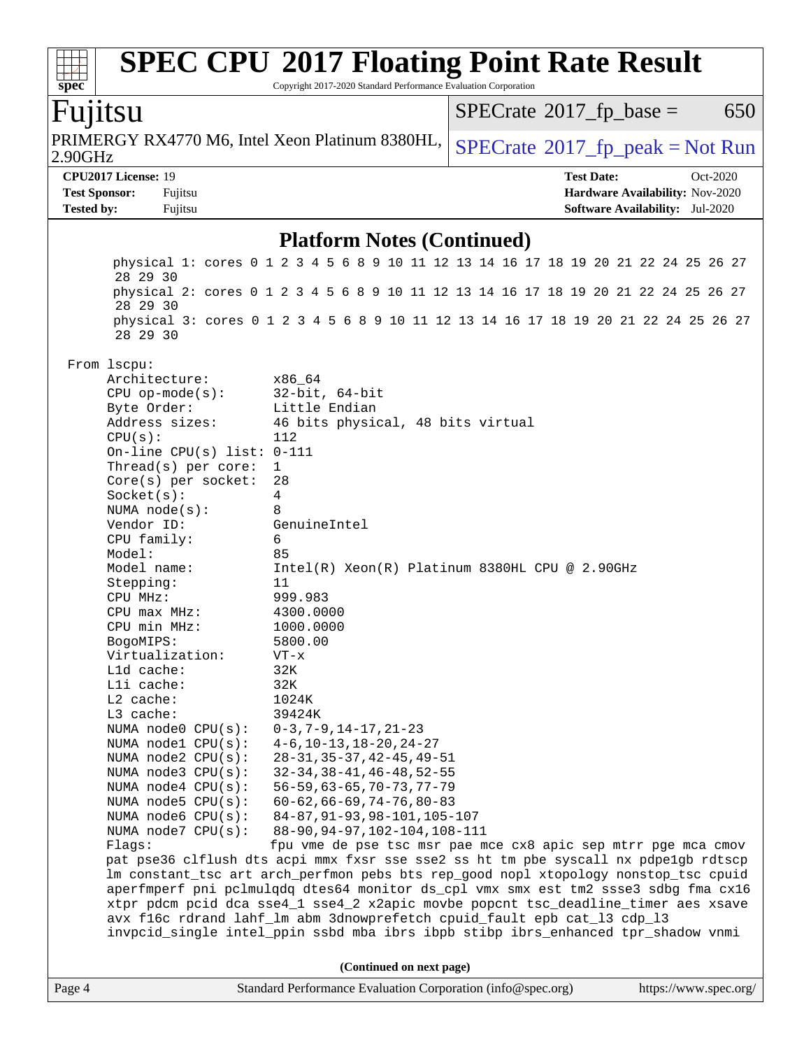# SPEC CPU 2017 Floating Point Rate Result

Copyright 2017-2020 Standard Performance Evaluation Corporation

## Fujitsu

PRIMERGY RX4770 M6, Intel Xeon Platinum 8380HL, 2.90GHz

SPECrate 2017_fp_base = 650

SPECrate 2017_fp_peak = Not Run

**CPU2017 License:** 19
**Test Sponsor:** Fujitsu
**Tested by:** Fujitsu

**Test Date:** Oct-2020
**Hardware Availability:** Nov-2020
**Software Availability:** Jul-2020

### Platform Notes (Continued)

```
    physical 1: cores 0 1 2 3 4 5 6 8 9 10 11 12 13 14 16 17 18 19 20 21 22 24 25 26 27
    28 29 30
    physical 2: cores 0 1 2 3 4 5 6 8 9 10 11 12 13 14 16 17 18 19 20 21 22 24 25 26 27
    28 29 30
    physical 3: cores 0 1 2 3 4 5 6 8 9 10 11 12 13 14 16 17 18 19 20 21 22 24 25 26 27
    28 29 30

From lscpu:
    Architecture:        x86_64
    CPU op-mode(s):      32-bit, 64-bit
    Byte Order:          Little Endian
    Address sizes:       46 bits physical, 48 bits virtual
    CPU(s):              112
    On-line CPU(s) list: 0-111
    Thread(s) per core:  1
    Core(s) per socket:  28
    Socket(s):           4
    NUMA node(s):        8
    Vendor ID:           GenuineIntel
    CPU family:          6
    Model:               85
    Model name:          Intel(R) Xeon(R) Platinum 8380HL CPU @ 2.90GHz
    Stepping:            11
    CPU MHz:             999.983
    CPU max MHz:         4300.0000
    CPU min MHz:         1000.0000
    BogoMIPS:            5800.00
    Virtualization:      VT-x
    L1d cache:           32K
    L1i cache:           32K
    L2 cache:            1024K
    L3 cache:            39424K
    NUMA node0 CPU(s):   0-3,7-9,14-17,21-23
    NUMA node1 CPU(s):   4-6,10-13,18-20,24-27
    NUMA node2 CPU(s):   28-31,35-37,42-45,49-51
    NUMA node3 CPU(s):   32-34,38-41,46-48,52-55
    NUMA node4 CPU(s):   56-59,63-65,70-73,77-79
    NUMA node5 CPU(s):   60-62,66-69,74-76,80-83
    NUMA node6 CPU(s):   84-87,91-93,98-101,105-107
    NUMA node7 CPU(s):   88-90,94-97,102-104,108-111
    Flags:               fpu vme de pse tsc msr pae mce cx8 apic sep mtrr pge mca cmov
    pat pse36 clflush dts acpi mmx fxsr sse sse2 ss ht tm pbe syscall nx pdpe1gb rdtscp
    lm constant_tsc art arch_perfmon pebs bts rep_good nopl xtopology nonstop_tsc cpuid
    aperfmperf pni pclmulqdq dtes64 monitor ds_cpl vmx smx est tm2 ssse3 sdbg fma cx16
    xtpr pdcm pcid dca sse4_1 sse4_2 x2apic movbe popcnt tsc_deadline_timer aes xsave
    avx f16c rdrand lahf_lm abm 3dnowprefetch cpuid_fault epb cat_l3 cdp_l3
    invpcid_single intel_ppin ssbd mba ibrs ibpb stibp ibrs_enhanced tpr_shadow vnmi
```

**(Continued on next page)**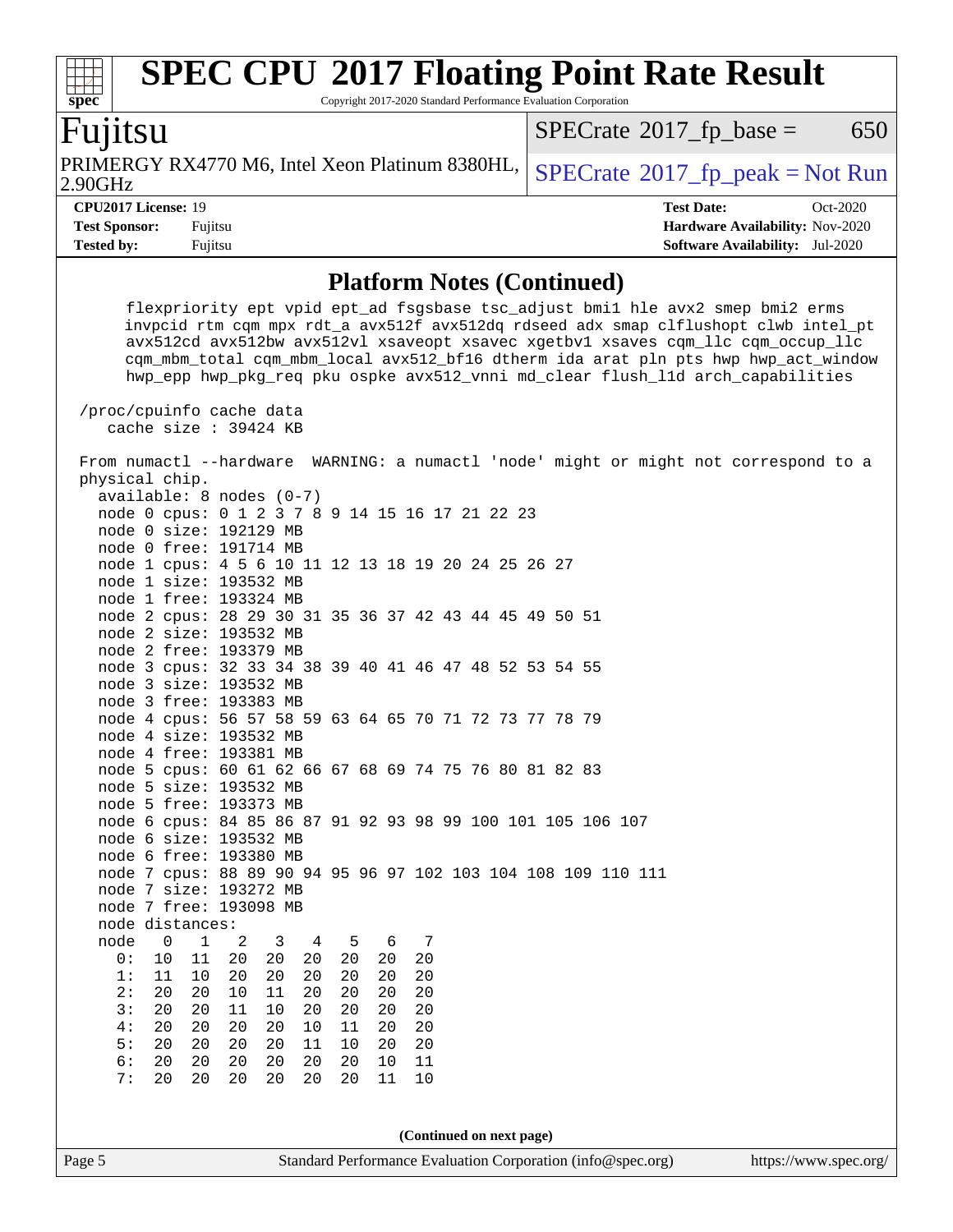## Platform Notes (Continued)

```
     flexpriority ept vpid ept_ad fsgsbase tsc_adjust bmi1 hle avx2 smep bmi2 erms
     invpcid rtm cqm mpx rdt_a avx512f avx512dq rdseed adx smap clflushopt clwb intel_pt
     avx512cd avx512bw avx512vl xsaveopt xsavec xgetbv1 xsaves cqm_llc cqm_occup_llc
     cqm_mbm_total cqm_mbm_local avx512_bf16 dtherm ida arat pln pts hwp hwp_act_window
     hwp_epp hwp_pkg_req pku ospke avx512_vnni md_clear flush_l1d arch_capabilities

 /proc/cpuinfo cache data
    cache size : 39424 KB

 From numactl --hardware  WARNING: a numactl 'node' might or might not correspond to a
 physical chip.
   available: 8 nodes (0-7)
   node 0 cpus: 0 1 2 3 7 8 9 14 15 16 17 21 22 23
   node 0 size: 192129 MB
   node 0 free: 191714 MB
   node 1 cpus: 4 5 6 10 11 12 13 18 19 20 24 25 26 27
   node 1 size: 193532 MB
   node 1 free: 193324 MB
   node 2 cpus: 28 29 30 31 35 36 37 42 43 44 45 49 50 51
   node 2 size: 193532 MB
   node 2 free: 193379 MB
   node 3 cpus: 32 33 34 38 39 40 41 46 47 48 52 53 54 55
   node 3 size: 193532 MB
   node 3 free: 193383 MB
   node 4 cpus: 56 57 58 59 63 64 65 70 71 72 73 77 78 79
   node 4 size: 193532 MB
   node 4 free: 193381 MB
   node 5 cpus: 60 61 62 66 67 68 69 74 75 76 80 81 82 83
   node 5 size: 193532 MB
   node 5 free: 193373 MB
   node 6 cpus: 84 85 86 87 91 92 93 98 99 100 101 105 106 107
   node 6 size: 193532 MB
   node 6 free: 193380 MB
   node 7 cpus: 88 89 90 94 95 96 97 102 103 104 108 109 110 111
   node 7 size: 193272 MB
   node 7 free: 193098 MB
   node distances:
   node   0   1   2   3   4   5   6   7
     0:  10  11  20  20  20  20  20  20
     1:  11  10  20  20  20  20  20  20
     2:  20  20  10  11  20  20  20  20
     3:  20  20  11  10  20  20  20  20
     4:  20  20  20  20  10  11  20  20
     5:  20  20  20  20  11  10  20  20
     6:  20  20  20  20  20  20  10  11
     7:  20  20  20  20  20  20  11  10
```

**(Continued on next page)**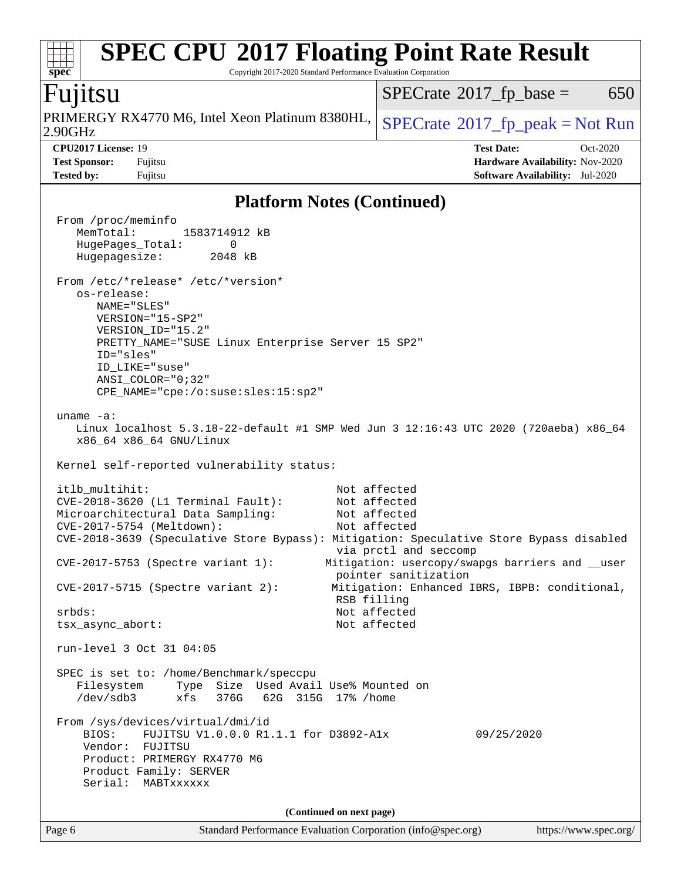## Platform Notes (Continued)

```
From /proc/meminfo
   MemTotal:       1583714912 kB
   HugePages_Total:       0
   Hugepagesize:       2048 kB

From /etc/*release* /etc/*version*
   os-release:
      NAME="SLES"
      VERSION="15-SP2"
      VERSION_ID="15.2"
      PRETTY_NAME="SUSE Linux Enterprise Server 15 SP2"
      ID="sles"
      ID_LIKE="suse"
      ANSI_COLOR="0;32"
      CPE_NAME="cpe:/o:suse:sles:15:sp2"

uname -a:
   Linux localhost 5.3.18-22-default #1 SMP Wed Jun 3 12:16:43 UTC 2020 (720aeba) x86_64
   x86_64 x86_64 GNU/Linux

Kernel self-reported vulnerability status:

itlb_multihit:                                         Not affected
CVE-2018-3620 (L1 Terminal Fault):                     Not affected
Microarchitectural Data Sampling:                      Not affected
CVE-2017-5754 (Meltdown):                              Not affected
CVE-2018-3639 (Speculative Store Bypass): Mitigation: Speculative Store Bypass disabled
                                                       via prctl and seccomp
CVE-2017-5753 (Spectre variant 1):        Mitigation: usercopy/swapgs barriers and __user
                                                       pointer sanitization
CVE-2017-5715 (Spectre variant 2):        Mitigation: Enhanced IBRS, IBPB: conditional,
                                                       RSB filling
srbds:                                                 Not affected
tsx_async_abort:                                       Not affected

run-level 3 Oct 31 04:05

SPEC is set to: /home/Benchmark/speccpu
   Filesystem     Type  Size  Used Avail Use% Mounted on
   /dev/sdb3      xfs   376G   62G  315G  17% /home

From /sys/devices/virtual/dmi/id
    BIOS:    FUJITSU V1.0.0.0 R1.1.1 for D3892-A1x            09/25/2020
    Vendor:  FUJITSU
    Product: PRIMERGY RX4770 M6
    Product Family: SERVER
    Serial:  MABTxxxxxx
```

**(Continued on next page)**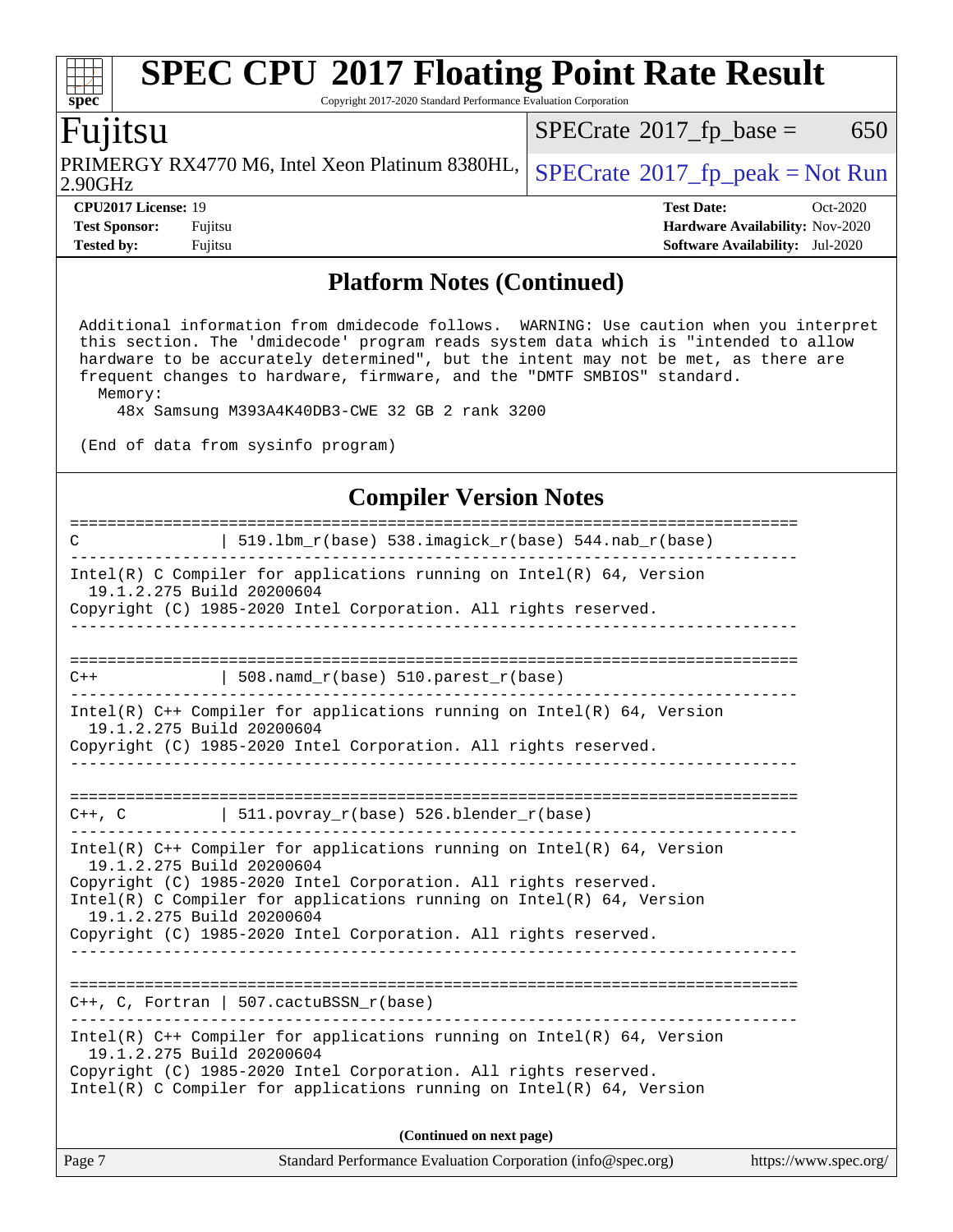## Platform Notes (Continued)

```
Additional information from dmidecode follows.  WARNING: Use caution when you interpret
this section. The 'dmidecode' program reads system data which is "intended to allow
hardware to be accurately determined", but the intent may not be met, as there are
frequent changes to hardware, firmware, and the "DMTF SMBIOS" standard.
  Memory:
    48x Samsung M393A4K40DB3-CWE 32 GB 2 rank 3200

(End of data from sysinfo program)
```

## Compiler Version Notes

```
==============================================================================
C                | 519.lbm_r(base) 538.imagick_r(base) 544.nab_r(base)
------------------------------------------------------------------------------
Intel(R) C Compiler for applications running on Intel(R) 64, Version
  19.1.2.275 Build 20200604
Copyright (C) 1985-2020 Intel Corporation. All rights reserved.
------------------------------------------------------------------------------

==============================================================================
C++              | 508.namd_r(base) 510.parest_r(base)
------------------------------------------------------------------------------
Intel(R) C++ Compiler for applications running on Intel(R) 64, Version
  19.1.2.275 Build 20200604
Copyright (C) 1985-2020 Intel Corporation. All rights reserved.
------------------------------------------------------------------------------

==============================================================================
C++, C           | 511.povray_r(base) 526.blender_r(base)
------------------------------------------------------------------------------
Intel(R) C++ Compiler for applications running on Intel(R) 64, Version
  19.1.2.275 Build 20200604
Copyright (C) 1985-2020 Intel Corporation. All rights reserved.
Intel(R) C Compiler for applications running on Intel(R) 64, Version
  19.1.2.275 Build 20200604
Copyright (C) 1985-2020 Intel Corporation. All rights reserved.
------------------------------------------------------------------------------

==============================================================================
C++, C, Fortran | 507.cactuBSSN_r(base)
------------------------------------------------------------------------------
Intel(R) C++ Compiler for applications running on Intel(R) 64, Version
  19.1.2.275 Build 20200604
Copyright (C) 1985-2020 Intel Corporation. All rights reserved.
Intel(R) C Compiler for applications running on Intel(R) 64, Version
```

**(Continued on next page)**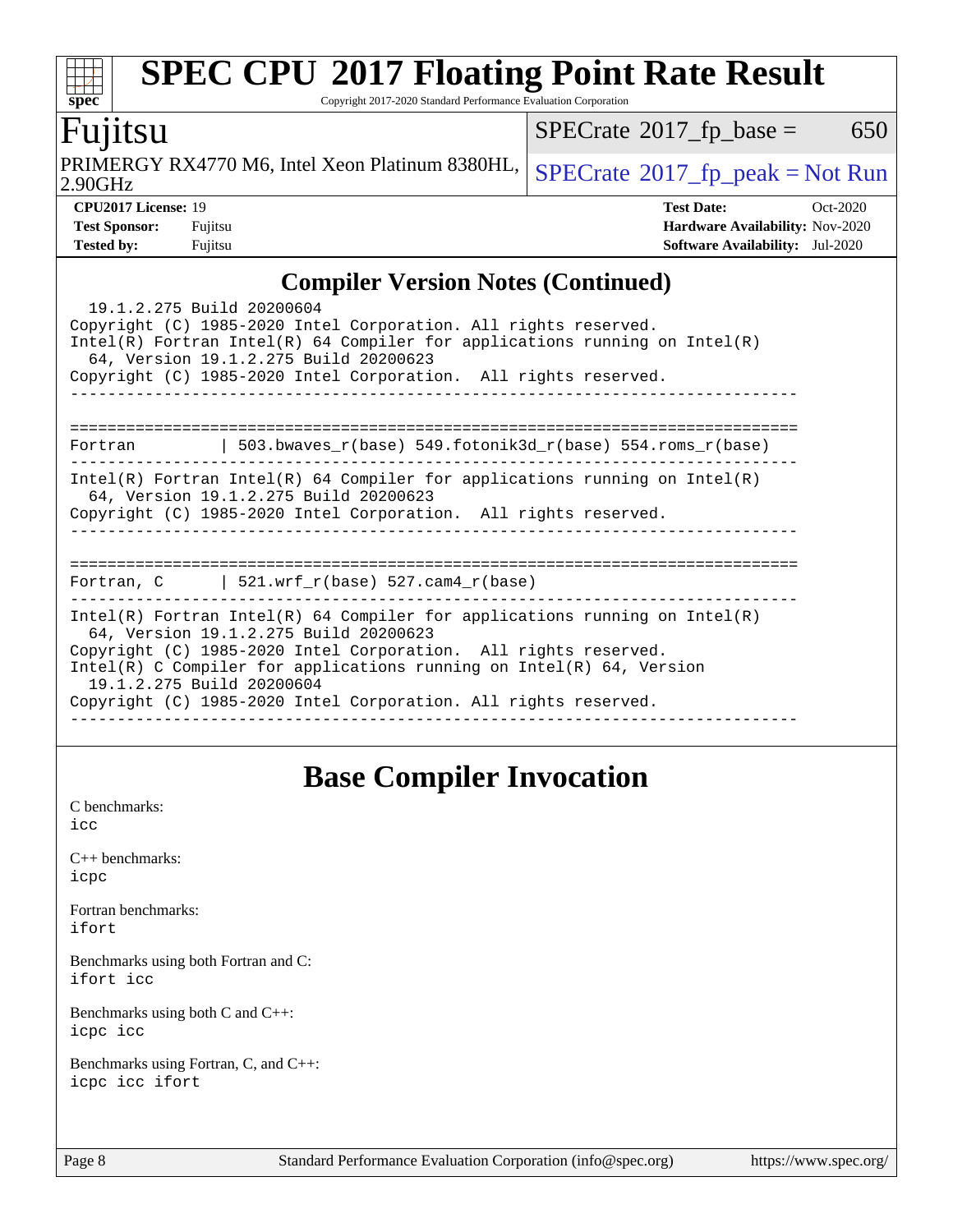## Compiler Version Notes (Continued)

```
  19.1.2.275 Build 20200604
Copyright (C) 1985-2020 Intel Corporation. All rights reserved.
Intel(R) Fortran Intel(R) 64 Compiler for applications running on Intel(R)
  64, Version 19.1.2.275 Build 20200623
Copyright (C) 1985-2020 Intel Corporation.  All rights reserved.
------------------------------------------------------------------------------

==============================================================================
Fortran         | 503.bwaves_r(base) 549.fotonik3d_r(base) 554.roms_r(base)
------------------------------------------------------------------------------
Intel(R) Fortran Intel(R) 64 Compiler for applications running on Intel(R)
  64, Version 19.1.2.275 Build 20200623
Copyright (C) 1985-2020 Intel Corporation.  All rights reserved.
------------------------------------------------------------------------------

==============================================================================
Fortran, C      | 521.wrf_r(base) 527.cam4_r(base)
------------------------------------------------------------------------------
Intel(R) Fortran Intel(R) 64 Compiler for applications running on Intel(R)
  64, Version 19.1.2.275 Build 20200623
Copyright (C) 1985-2020 Intel Corporation.  All rights reserved.
Intel(R) C Compiler for applications running on Intel(R) 64, Version
  19.1.2.275 Build 20200604
Copyright (C) 1985-2020 Intel Corporation. All rights reserved.
------------------------------------------------------------------------------
```

## Base Compiler Invocation

C benchmarks:
icc

C++ benchmarks:
icpc

Fortran benchmarks:
ifort

Benchmarks using both Fortran and C:
ifort icc

Benchmarks using both C and C++:
icpc icc

Benchmarks using Fortran, C, and C++:
icpc icc ifort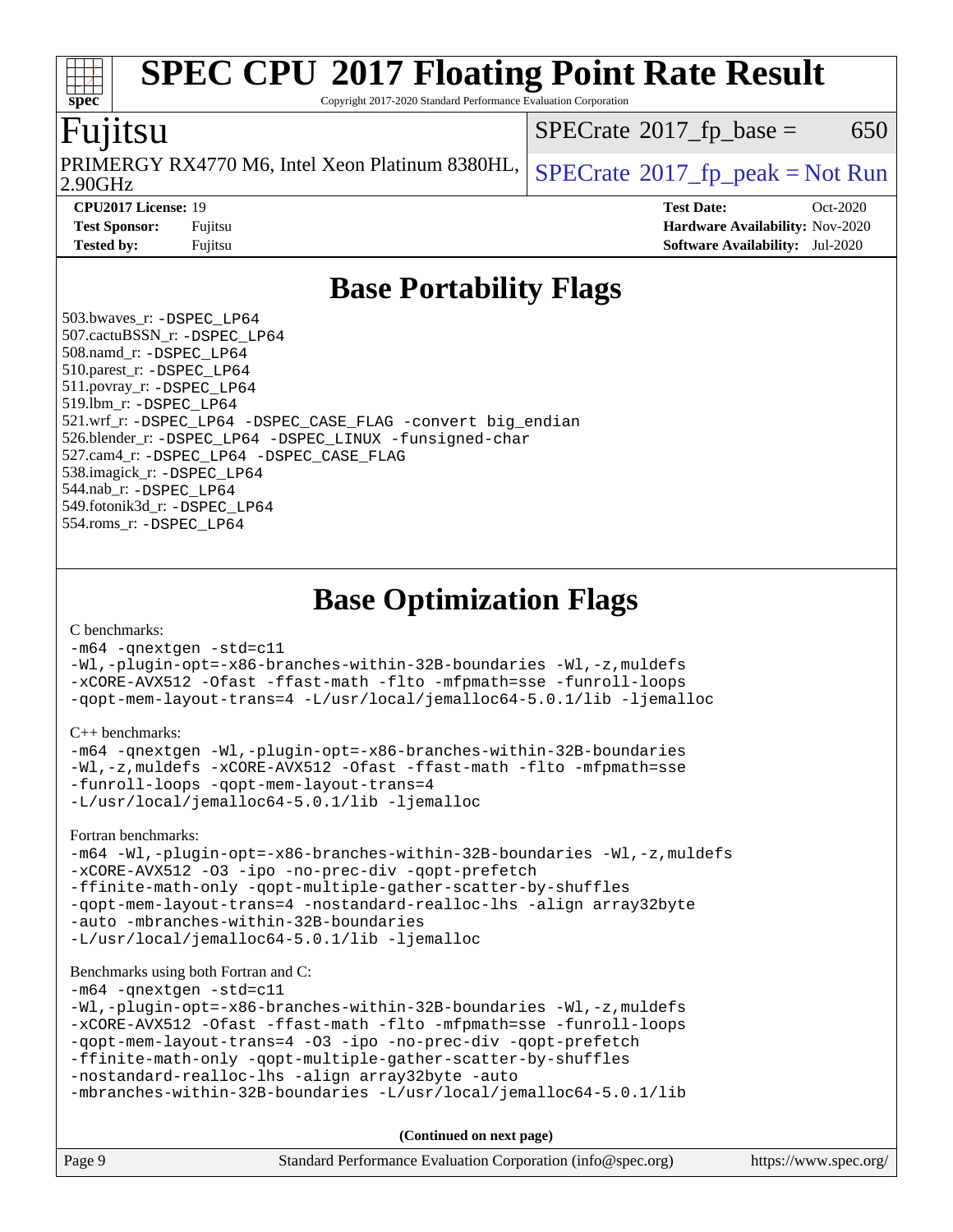# SPEC CPU 2017 Floating Point Rate Result

Copyright 2017-2020 Standard Performance Evaluation Corporation

## Fujitsu

PRIMERGY RX4770 M6, Intel Xeon Platinum 8380HL, 2.90GHz

SPECrate 2017_fp_base = 650

SPECrate 2017_fp_peak = Not Run

| | | | |
|---|---|---|---|
| **CPU2017 License:** | 19 | **Test Date:** | Oct-2020 |
| **Test Sponsor:** | Fujitsu | **Hardware Availability:** | Nov-2020 |
| **Tested by:** | Fujitsu | **Software Availability:** | Jul-2020 |

## Base Portability Flags

503.bwaves_r: `-DSPEC_LP64`
507.cactuBSSN_r: `-DSPEC_LP64`
508.namd_r: `-DSPEC_LP64`
510.parest_r: `-DSPEC_LP64`
511.povray_r: `-DSPEC_LP64`
519.lbm_r: `-DSPEC_LP64`
521.wrf_r: `-DSPEC_LP64 -DSPEC_CASE_FLAG -convert big_endian`
526.blender_r: `-DSPEC_LP64 -DSPEC_LINUX -funsigned-char`
527.cam4_r: `-DSPEC_LP64 -DSPEC_CASE_FLAG`
538.imagick_r: `-DSPEC_LP64`
544.nab_r: `-DSPEC_LP64`
549.fotonik3d_r: `-DSPEC_LP64`
554.roms_r: `-DSPEC_LP64`

## Base Optimization Flags

C benchmarks:

```
-m64 -qnextgen -std=c11
-Wl,-plugin-opt=-x86-branches-within-32B-boundaries -Wl,-z,muldefs
-xCORE-AVX512 -Ofast -ffast-math -flto -mfpmath=sse -funroll-loops
-qopt-mem-layout-trans=4 -L/usr/local/jemalloc64-5.0.1/lib -ljemalloc
```

C++ benchmarks:

```
-m64 -qnextgen -Wl,-plugin-opt=-x86-branches-within-32B-boundaries
-Wl,-z,muldefs -xCORE-AVX512 -Ofast -ffast-math -flto -mfpmath=sse
-funroll-loops -qopt-mem-layout-trans=4
-L/usr/local/jemalloc64-5.0.1/lib -ljemalloc
```

Fortran benchmarks:

```
-m64 -Wl,-plugin-opt=-x86-branches-within-32B-boundaries -Wl,-z,muldefs
-xCORE-AVX512 -O3 -ipo -no-prec-div -qopt-prefetch
-ffinite-math-only -qopt-multiple-gather-scatter-by-shuffles
-qopt-mem-layout-trans=4 -nostandard-realloc-lhs -align array32byte
-auto -mbranches-within-32B-boundaries
-L/usr/local/jemalloc64-5.0.1/lib -ljemalloc
```

Benchmarks using both Fortran and C:

```
-m64 -qnextgen -std=c11
-Wl,-plugin-opt=-x86-branches-within-32B-boundaries -Wl,-z,muldefs
-xCORE-AVX512 -Ofast -ffast-math -flto -mfpmath=sse -funroll-loops
-qopt-mem-layout-trans=4 -O3 -ipo -no-prec-div -qopt-prefetch
-ffinite-math-only -qopt-multiple-gather-scatter-by-shuffles
-nostandard-realloc-lhs -align array32byte -auto
-mbranches-within-32B-boundaries -L/usr/local/jemalloc64-5.0.1/lib
```

**(Continued on next page)**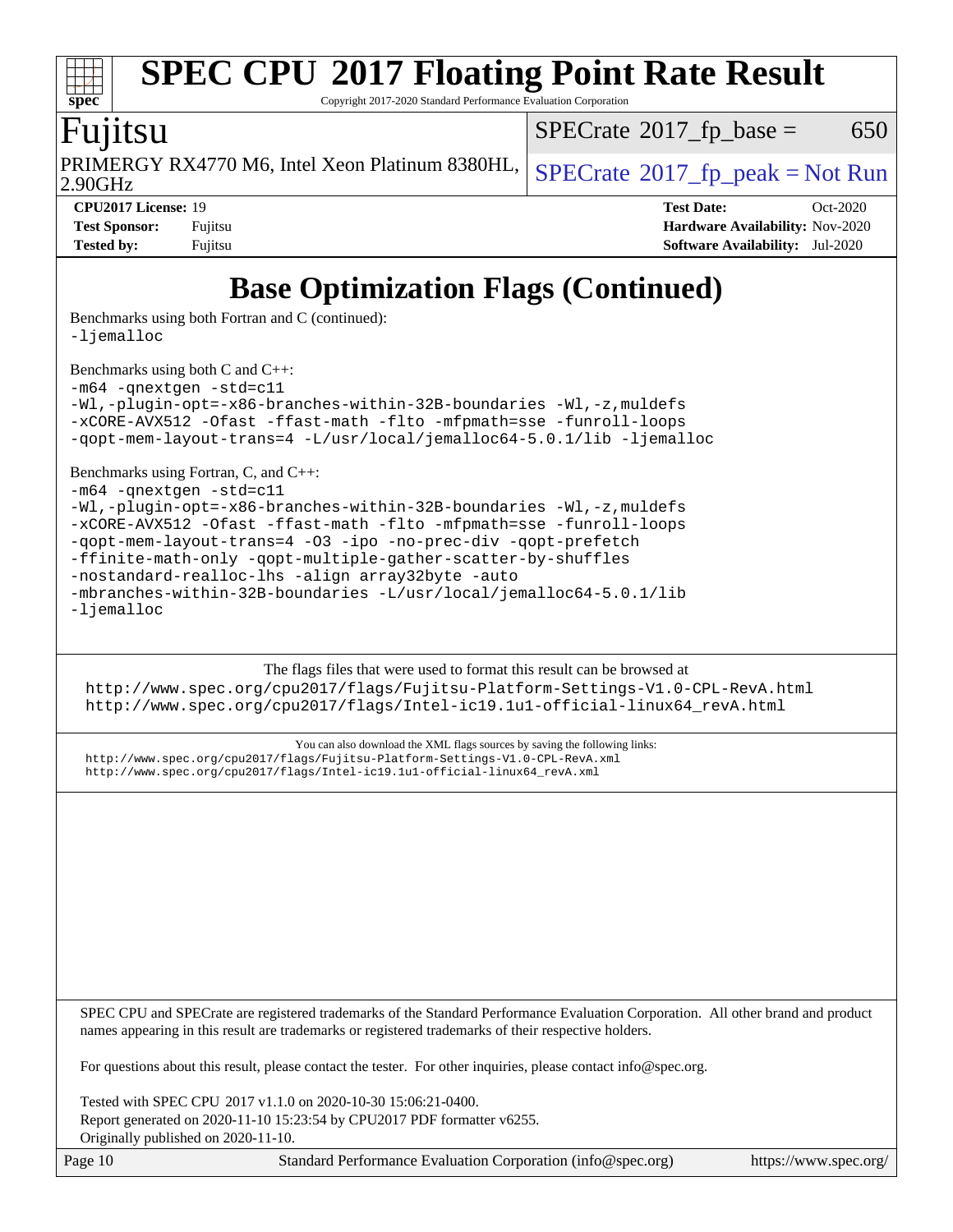# Base Optimization Flags (Continued)

Benchmarks using both Fortran and C (continued):

```
-ljemalloc
```

Benchmarks using both C and C++:

```
-m64 -qnextgen -std=c11
-Wl,-plugin-opt=-x86-branches-within-32B-boundaries -Wl,-z,muldefs
-xCORE-AVX512 -Ofast -ffast-math -flto -mfpmath=sse -funroll-loops
-qopt-mem-layout-trans=4 -L/usr/local/jemalloc64-5.0.1/lib -ljemalloc
```

Benchmarks using Fortran, C, and C++:

```
-m64 -qnextgen -std=c11
-Wl,-plugin-opt=-x86-branches-within-32B-boundaries -Wl,-z,muldefs
-xCORE-AVX512 -Ofast -ffast-math -flto -mfpmath=sse -funroll-loops
-qopt-mem-layout-trans=4 -O3 -ipo -no-prec-div -qopt-prefetch
-ffinite-math-only -qopt-multiple-gather-scatter-by-shuffles
-nostandard-realloc-lhs -align array32byte -auto
-mbranches-within-32B-boundaries -L/usr/local/jemalloc64-5.0.1/lib
-ljemalloc
```

The flags files that were used to format this result can be browsed at

http://www.spec.org/cpu2017/flags/Fujitsu-Platform-Settings-V1.0-CPL-RevA.html
http://www.spec.org/cpu2017/flags/Intel-ic19.1u1-official-linux64_revA.html

You can also download the XML flags sources by saving the following links:

http://www.spec.org/cpu2017/flags/Fujitsu-Platform-Settings-V1.0-CPL-RevA.xml
http://www.spec.org/cpu2017/flags/Intel-ic19.1u1-official-linux64_revA.xml

SPEC CPU and SPECrate are registered trademarks of the Standard Performance Evaluation Corporation. All other brand and product names appearing in this result are trademarks or registered trademarks of their respective holders.

For questions about this result, please contact the tester. For other inquiries, please contact info@spec.org.

Tested with SPEC CPU 2017 v1.1.0 on 2020-10-30 15:06:21-0400.
Report generated on 2020-11-10 15:23:54 by CPU2017 PDF formatter v6255.
Originally published on 2020-11-10.